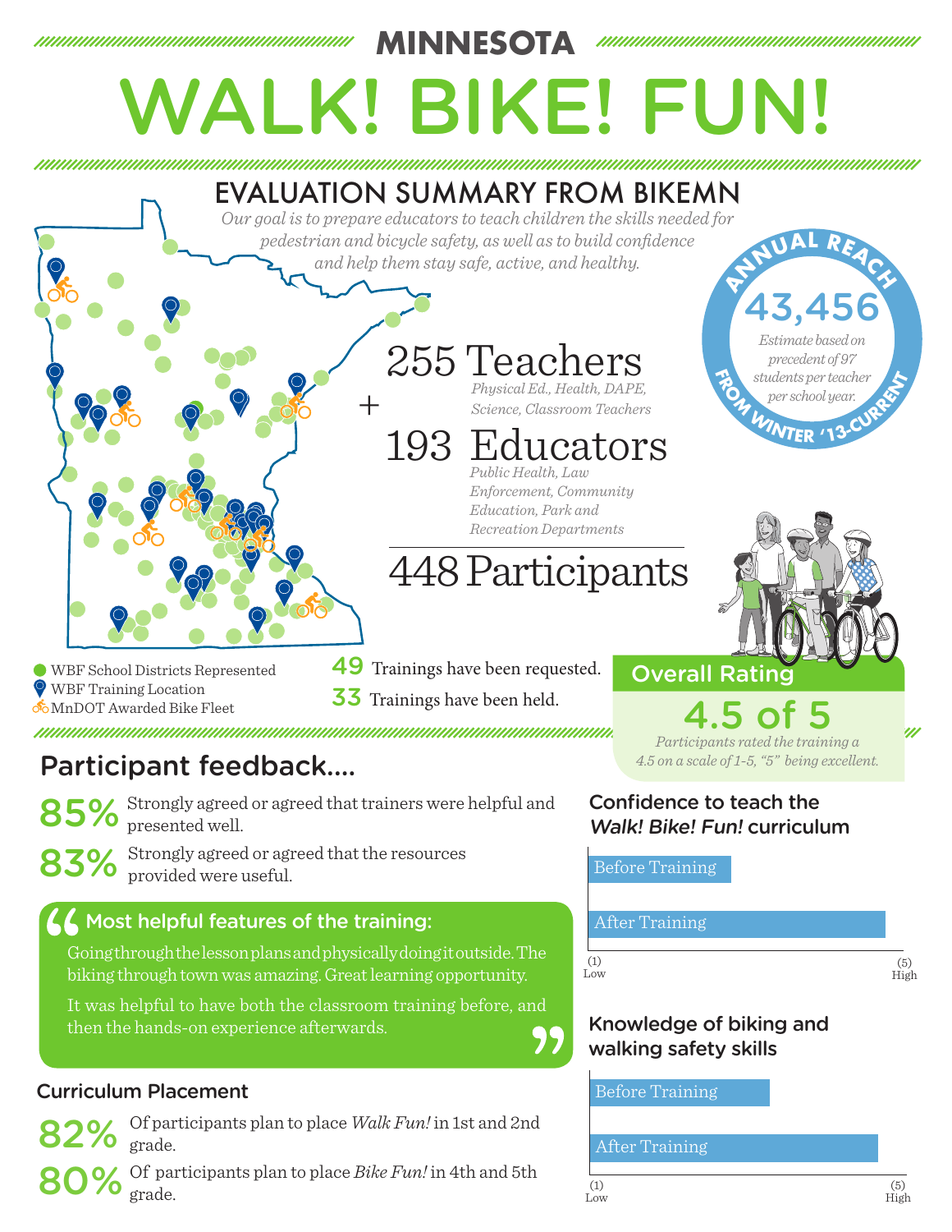MINNESOTA

# WALK! BIKE! FUN!

## EVALUATION SUMMARY FROM BIKEMN

*Our goal is to prepare educators to teach children the skills needed for pedestrian and bicycle safety, as well as to build confidence and help them stay safe, active, and healthy.*

**ANNUAL REACH**

**43,456**

*Estimate based on precedent of 97 students per teacher per school year.*

**FROM WINTER '13-CURRENT**

**255 Teachers**
*Physical Ed., Health, DAPE, Science, Classroom Teachers*

\+

**193 Educators**
*Public Health, Law Enforcement, Community Education, Park and Recreation Departments*

**448 Participants**

- WBF School Districts Represented
- WBF Training Location
- MnDOT Awarded Bike Fleet

**49** Trainings have been requested.

**33** Trainings have been held.

### Overall Rating

**4.5 of 5**

*Participants rated the training a 4.5 on a scale of 1-5, "5" being excellent.*

## Participant feedback....

**85%** Strongly agreed or agreed that trainers were helpful and presented well.

**83%** Strongly agreed or agreed that the resources provided were useful.

### Most helpful features of the training:

"Going through the lesson plans and physically doing it outside. The biking through town was amazing. Great learning opportunity.

It was helpful to have both the classroom training before, and then the hands-on experience afterwards."

### Curriculum Placement

**82%** Of participants plan to place *Walk Fun!* in 1st and 2nd grade.

**80%** Of participants plan to place *Bike Fun!* in 4th and 5th grade.

### Confidence to teach the *Walk! Bike! Fun!* curriculum

Before Training

After Training

(1) Low — (5) High

### Knowledge of biking and walking safety skills

Before Training

After Training

(1) Low — (5) High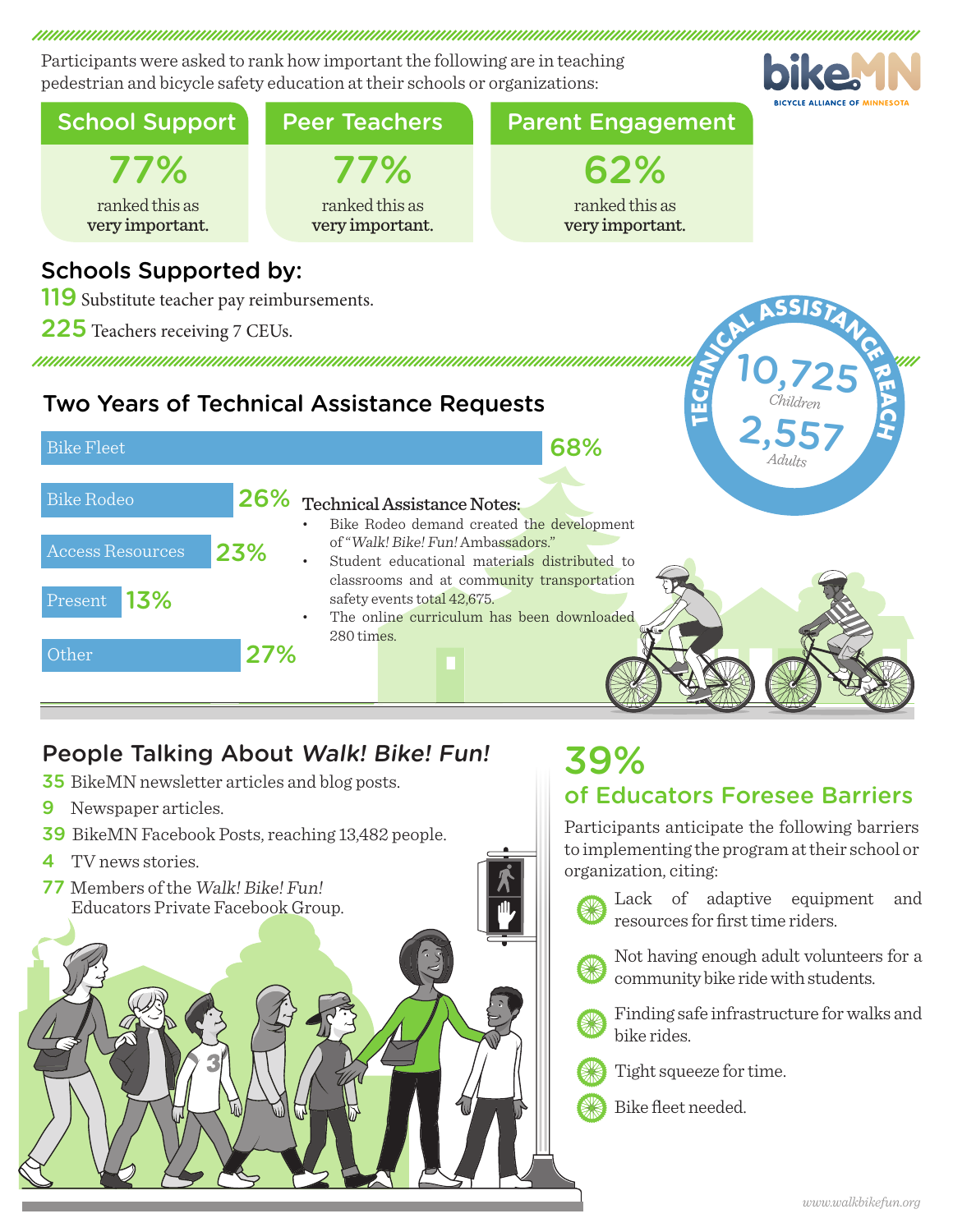Participants were asked to rank how important the following are in teaching pedestrian and bicycle safety education at their schools or organizations:

**bikeMN**
BICYCLE ALLIANCE OF MINNESOTA

### School Support
77%
ranked this as **very important.**

### Peer Teachers
77%
ranked this as **very important.**

### Parent Engagement
62%
ranked this as **very important.**

## Schools Supported by:

**119** Substitute teacher pay reimbursements.

**225** Teachers receiving 7 CEUs.

## Technical Assistance Reach

10,725 *Children*

2,557 *Adults*

## Two Years of Technical Assistance Requests

Bike Fleet 68%
Bike Rodeo 26%
Access Resources 23%
Present 13%
Other 27%

**Technical Assistance Notes:**

- Bike Rodeo demand created the development of "*Walk! Bike! Fun!* Ambassadors."
- Student educational materials distributed to classrooms and at community transportation safety events total 42,675.
- The online curriculum has been downloaded 280 times.

## People Talking About *Walk! Bike! Fun!*

**35** BikeMN newsletter articles and blog posts.

**9** Newspaper articles.

**39** BikeMN Facebook Posts, reaching 13,482 people.

**4** TV news stories.

**77** Members of the *Walk! Bike! Fun!* Educators Private Facebook Group.

## 39% of Educators Foresee Barriers

Participants anticipate the following barriers to implementing the program at their school or organization, citing:

- Lack of adaptive equipment and resources for first time riders.
- Not having enough adult volunteers for a community bike ride with students.
- Finding safe infrastructure for walks and bike rides.
- Tight squeeze for time.
- Bike fleet needed.

*www.walkbikefun.org*